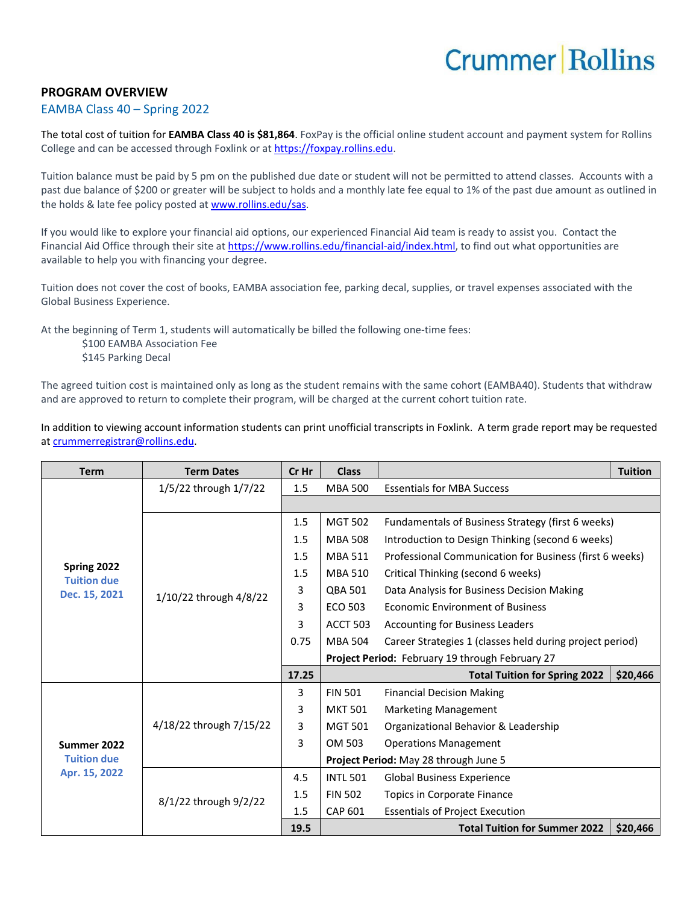Crummer | Rollins

## PROGRAM OVERVIEW

### EAMBA Class 40 – Spring 2022

The total cost of tuition for **EAMBA Class 40 is $81,864**. FoxPay is the official online student account and payment system for Rollins College and can be accessed through Foxlink or at https://foxpay.rollins.edu.

Tuition balance must be paid by 5 pm on the published due date or student will not be permitted to attend classes. Accounts with a past due balance of $200 or greater will be subject to holds and a monthly late fee equal to 1% of the past due amount as outlined in the holds & late fee policy posted at www.rollins.edu/sas.

If you would like to explore your financial aid options, our experienced Financial Aid team is ready to assist you. Contact the Financial Aid Office through their site at https://www.rollins.edu/financial-aid/index.html, to find out what opportunities are available to help you with financing your degree.

Tuition does not cover the cost of books, EAMBA association fee, parking decal, supplies, or travel expenses associated with the Global Business Experience.

At the beginning of Term 1, students will automatically be billed the following one-time fees:

$100 EAMBA Association Fee
$145 Parking Decal

The agreed tuition cost is maintained only as long as the student remains with the same cohort (EAMBA40). Students that withdraw and are approved to return to complete their program, will be charged at the current cohort tuition rate.

In addition to viewing account information students can print unofficial transcripts in Foxlink. A term grade report may be requested at crummerregistrar@rollins.edu.

| Term | Term Dates | Cr Hr | Class | | Tuition |
|---|---|---|---|---|---|
| **Spring 2022** Tuition due Dec. 15, 2021 | 1/5/22 through 1/7/22 | 1.5 | MBA 500 | Essentials for MBA Success | |
| | 1/10/22 through 4/8/22 | 1.5 | MGT 502 | Fundamentals of Business Strategy (first 6 weeks) | |
| | | 1.5 | MBA 508 | Introduction to Design Thinking (second 6 weeks) | |
| | | 1.5 | MBA 511 | Professional Communication for Business (first 6 weeks) | |
| | | 1.5 | MBA 510 | Critical Thinking (second 6 weeks) | |
| | | 3 | QBA 501 | Data Analysis for Business Decision Making | |
| | | 3 | ECO 503 | Economic Environment of Business | |
| | | 3 | ACCT 503 | Accounting for Business Leaders | |
| | | 0.75 | MBA 504 | Career Strategies 1 (classes held during project period) | |
| | | | **Project Period:** February 19 through February 27 | | |
| | | **17.25** | | **Total Tuition for Spring 2022** | **$20,466** |
| **Summer 2022** Tuition due Apr. 15, 2022 | 4/18/22 through 7/15/22 | 3 | FIN 501 | Financial Decision Making | |
| | | 3 | MKT 501 | Marketing Management | |
| | | 3 | MGT 501 | Organizational Behavior & Leadership | |
| | | 3 | OM 503 | Operations Management | |
| | | | **Project Period:** May 28 through June 5 | | |
| | 8/1/22 through 9/2/22 | 4.5 | INTL 501 | Global Business Experience | |
| | | 1.5 | FIN 502 | Topics in Corporate Finance | |
| | | 1.5 | CAP 601 | Essentials of Project Execution | |
| | | **19.5** | | **Total Tuition for Summer 2022** | **$20,466** |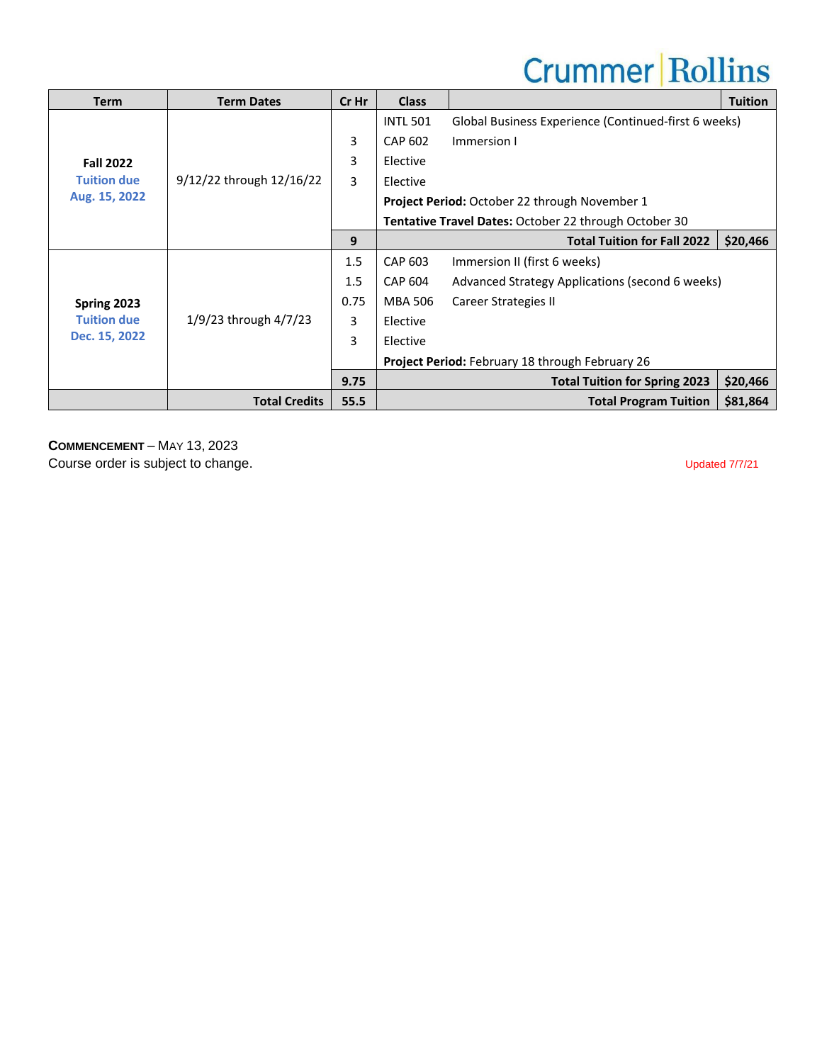Crummer Rollins

| Term | Term Dates | Cr Hr | Class | | Tuition |
|---|---|---|---|---|---|
| **Fall 2022** Tuition due Aug. 15, 2022 | 9/12/22 through 12/16/22 | | INTL 501 | Global Business Experience (Continued-first 6 weeks) | |
| | | 3 | CAP 602 | Immersion I | |
| | | 3 | Elective | | |
| | | 3 | Elective | | |
| | | | **Project Period:** October 22 through November 1 | | |
| | | | **Tentative Travel Dates:** October 22 through October 30 | | |
| | | **9** | | **Total Tuition for Fall 2022** | **$20,466** |
| **Spring 2023** Tuition due Dec. 15, 2022 | 1/9/23 through 4/7/23 | 1.5 | CAP 603 | Immersion II (first 6 weeks) | |
| | | 1.5 | CAP 604 | Advanced Strategy Applications (second 6 weeks) | |
| | | 0.75 | MBA 506 | Career Strategies II | |
| | | 3 | Elective | | |
| | | 3 | Elective | | |
| | | | **Project Period:** February 18 through February 26 | | |
| | | **9.75** | | **Total Tuition for Spring 2023** | **$20,466** |
| | **Total Credits** | **55.5** | | **Total Program Tuition** | **$81,864** |

**COMMENCEMENT** – MAY 13, 2023

Course order is subject to change.

Updated 7/7/21